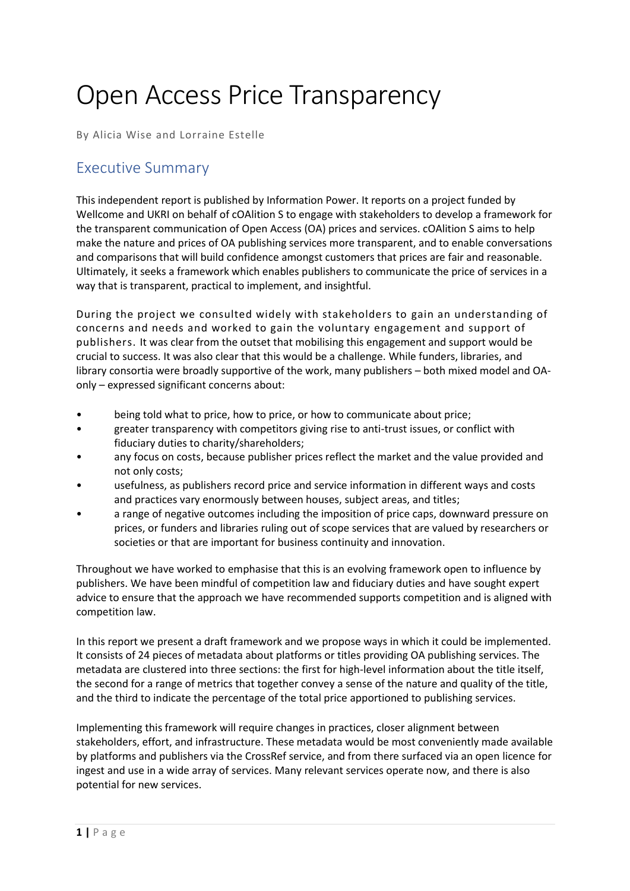# Open Access Price Transparency

By Alicia Wise and Lorraine Estelle

## Executive Summary

This independent report is published by Information Power. It reports on a project funded by Wellcome and UKRI on behalf of cOAlition S to engage with stakeholders to develop a framework for the transparent communication of Open Access (OA) prices and services. cOAlition S aims to help make the nature and prices of OA publishing services more transparent, and to enable conversations and comparisons that will build confidence amongst customers that prices are fair and reasonable. Ultimately, it seeks a framework which enables publishers to communicate the price of services in a way that is transparent, practical to implement, and insightful.

During the project we consulted widely with stakeholders to gain an understanding of concerns and needs and worked to gain the voluntary engagement and support of publishers. It was clear from the outset that mobilising this engagement and support would be crucial to success. It was also clear that this would be a challenge. While funders, libraries, and library consortia were broadly supportive of the work, many publishers – both mixed model and OA-only – expressed significant concerns about:

- being told what to price, how to price, or how to communicate about price;
- greater transparency with competitors giving rise to anti-trust issues, or conflict with fiduciary duties to charity/shareholders;
- any focus on costs, because publisher prices reflect the market and the value provided and not only costs;
- usefulness, as publishers record price and service information in different ways and costs and practices vary enormously between houses, subject areas, and titles;
- a range of negative outcomes including the imposition of price caps, downward pressure on prices, or funders and libraries ruling out of scope services that are valued by researchers or societies or that are important for business continuity and innovation.

Throughout we have worked to emphasise that this is an evolving framework open to influence by publishers. We have been mindful of competition law and fiduciary duties and have sought expert advice to ensure that the approach we have recommended supports competition and is aligned with competition law.

In this report we present a draft framework and we propose ways in which it could be implemented. It consists of 24 pieces of metadata about platforms or titles providing OA publishing services. The metadata are clustered into three sections: the first for high-level information about the title itself, the second for a range of metrics that together convey a sense of the nature and quality of the title, and the third to indicate the percentage of the total price apportioned to publishing services.

Implementing this framework will require changes in practices, closer alignment between stakeholders, effort, and infrastructure. These metadata would be most conveniently made available by platforms and publishers via the CrossRef service, and from there surfaced via an open licence for ingest and use in a wide array of services. Many relevant services operate now, and there is also potential for new services.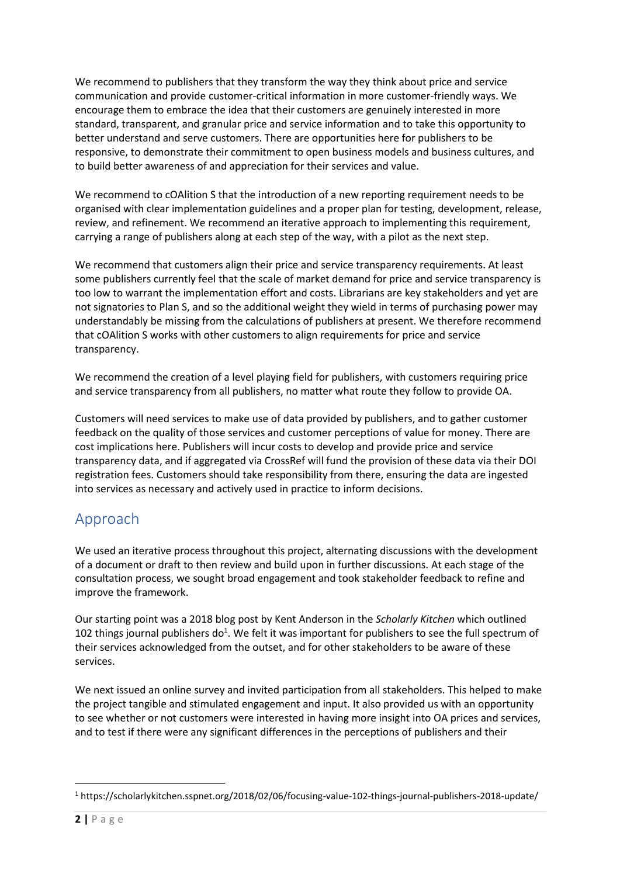We recommend to publishers that they transform the way they think about price and service communication and provide customer-critical information in more customer-friendly ways. We encourage them to embrace the idea that their customers are genuinely interested in more standard, transparent, and granular price and service information and to take this opportunity to better understand and serve customers. There are opportunities here for publishers to be responsive, to demonstrate their commitment to open business models and business cultures, and to build better awareness of and appreciation for their services and value.

We recommend to cOAlition S that the introduction of a new reporting requirement needs to be organised with clear implementation guidelines and a proper plan for testing, development, release, review, and refinement. We recommend an iterative approach to implementing this requirement, carrying a range of publishers along at each step of the way, with a pilot as the next step.

We recommend that customers align their price and service transparency requirements. At least some publishers currently feel that the scale of market demand for price and service transparency is too low to warrant the implementation effort and costs. Librarians are key stakeholders and yet are not signatories to Plan S, and so the additional weight they wield in terms of purchasing power may understandably be missing from the calculations of publishers at present. We therefore recommend that cOAlition S works with other customers to align requirements for price and service transparency.

We recommend the creation of a level playing field for publishers, with customers requiring price and service transparency from all publishers, no matter what route they follow to provide OA.

Customers will need services to make use of data provided by publishers, and to gather customer feedback on the quality of those services and customer perceptions of value for money. There are cost implications here. Publishers will incur costs to develop and provide price and service transparency data, and if aggregated via CrossRef will fund the provision of these data via their DOI registration fees. Customers should take responsibility from there, ensuring the data are ingested into services as necessary and actively used in practice to inform decisions.

## Approach

We used an iterative process throughout this project, alternating discussions with the development of a document or draft to then review and build upon in further discussions. At each stage of the consultation process, we sought broad engagement and took stakeholder feedback to refine and improve the framework.

Our starting point was a 2018 blog post by Kent Anderson in the *Scholarly Kitchen* which outlined 102 things journal publishers do[1]. We felt it was important for publishers to see the full spectrum of their services acknowledged from the outset, and for other stakeholders to be aware of these services.

We next issued an online survey and invited participation from all stakeholders. This helped to make the project tangible and stimulated engagement and input. It also provided us with an opportunity to see whether or not customers were interested in having more insight into OA prices and services, and to test if there were any significant differences in the perceptions of publishers and their

[1] https://scholarlykitchen.sspnet.org/2018/02/06/focusing-value-102-things-journal-publishers-2018-update/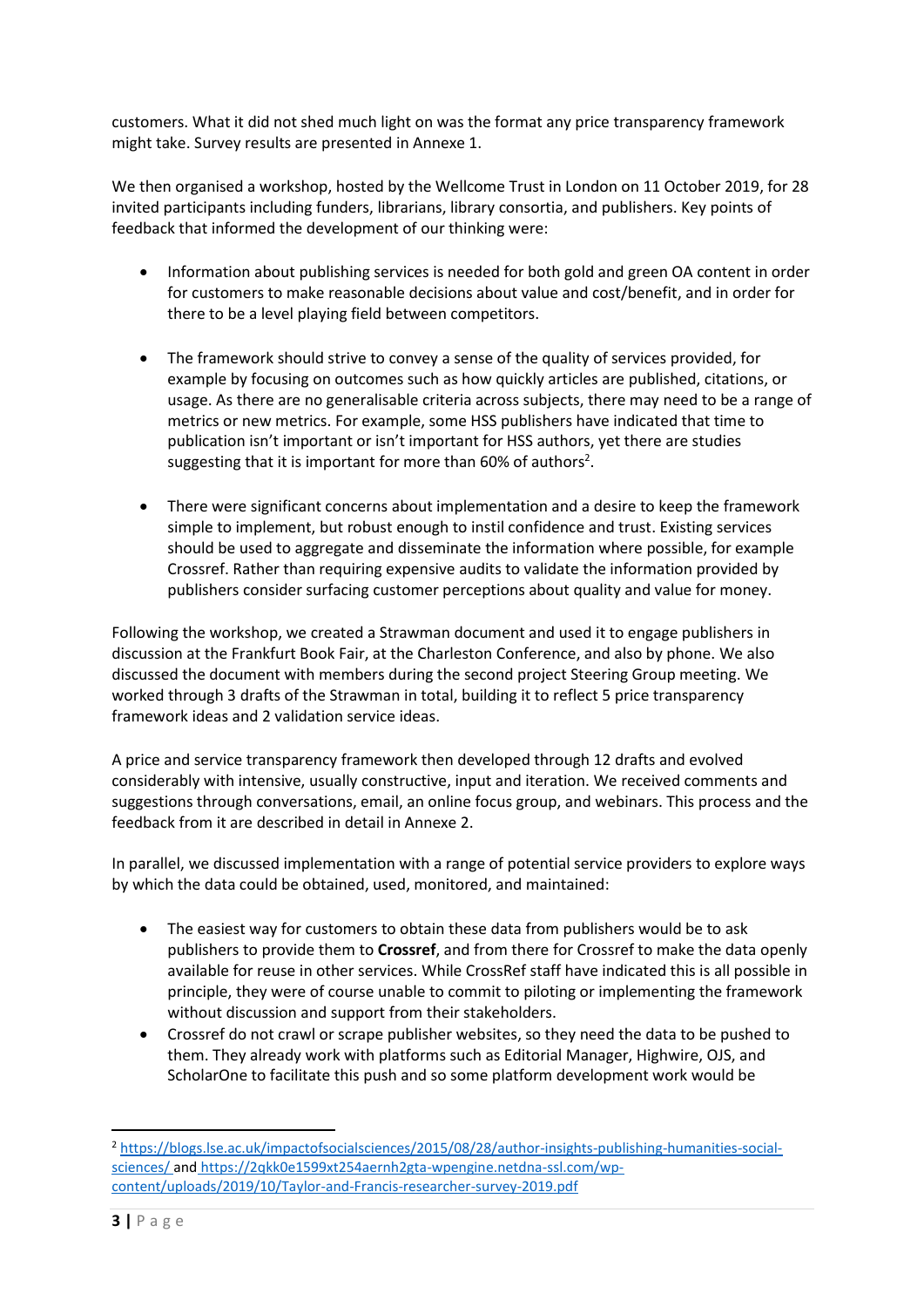customers. What it did not shed much light on was the format any price transparency framework might take. Survey results are presented in Annexe 1.

We then organised a workshop, hosted by the Wellcome Trust in London on 11 October 2019, for 28 invited participants including funders, librarians, library consortia, and publishers. Key points of feedback that informed the development of our thinking were:

- Information about publishing services is needed for both gold and green OA content in order for customers to make reasonable decisions about value and cost/benefit, and in order for there to be a level playing field between competitors.

- The framework should strive to convey a sense of the quality of services provided, for example by focusing on outcomes such as how quickly articles are published, citations, or usage. As there are no generalisable criteria across subjects, there may need to be a range of metrics or new metrics. For example, some HSS publishers have indicated that time to publication isn't important or isn't important for HSS authors, yet there are studies suggesting that it is important for more than 60% of authors[2].

- There were significant concerns about implementation and a desire to keep the framework simple to implement, but robust enough to instil confidence and trust. Existing services should be used to aggregate and disseminate the information where possible, for example Crossref. Rather than requiring expensive audits to validate the information provided by publishers consider surfacing customer perceptions about quality and value for money.

Following the workshop, we created a Strawman document and used it to engage publishers in discussion at the Frankfurt Book Fair, at the Charleston Conference, and also by phone. We also discussed the document with members during the second project Steering Group meeting. We worked through 3 drafts of the Strawman in total, building it to reflect 5 price transparency framework ideas and 2 validation service ideas.

A price and service transparency framework then developed through 12 drafts and evolved considerably with intensive, usually constructive, input and iteration. We received comments and suggestions through conversations, email, an online focus group, and webinars. This process and the feedback from it are described in detail in Annexe 2.

In parallel, we discussed implementation with a range of potential service providers to explore ways by which the data could be obtained, used, monitored, and maintained:

- The easiest way for customers to obtain these data from publishers would be to ask publishers to provide them to **Crossref**, and from there for Crossref to make the data openly available for reuse in other services. While CrossRef staff have indicated this is all possible in principle, they were of course unable to commit to piloting or implementing the framework without discussion and support from their stakeholders.
- Crossref do not crawl or scrape publisher websites, so they need the data to be pushed to them. They already work with platforms such as Editorial Manager, Highwire, OJS, and ScholarOne to facilitate this push and so some platform development work would be

[2] https://blogs.lse.ac.uk/impactofsocialsciences/2015/08/28/author-insights-publishing-humanities-social-sciences/ and https://2qkk0e1599xt254aernh2gta-wpengine.netdna-ssl.com/wp-content/uploads/2019/10/Taylor-and-Francis-researcher-survey-2019.pdf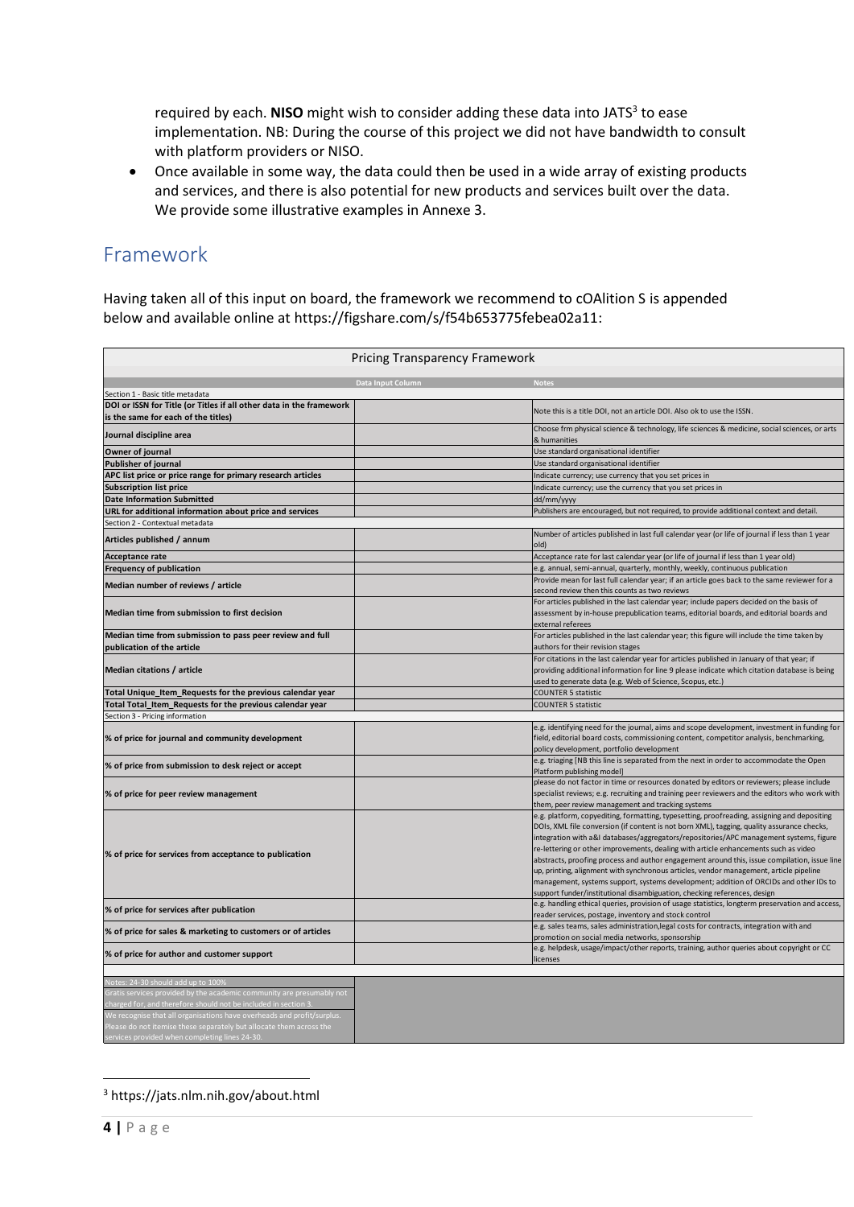required by each. **NISO** might wish to consider adding these data into JATS[3] to ease implementation. NB: During the course of this project we did not have bandwidth to consult with platform providers or NISO.

- Once available in some way, the data could then be used in a wide array of existing products and services, and there is also potential for new products and services built over the data. We provide some illustrative examples in Annexe 3.

## Framework

Having taken all of this input on board, the framework we recommend to cOAlition S is appended below and available online at https://figshare.com/s/f54b653775febea02a11:

| Pricing Transparency Framework | | |
|---|---|---|
| | Data Input Column | Notes |
| Section 1 - Basic title metadata | | |
| **DOI or ISSN for Title (or Titles if all other data in the framework is the same for each of the titles)** | | Note this is a title DOI, not an article DOI. Also ok to use the ISSN. |
| **Journal discipline area** | | Choose frm physical science & technology, life sciences & medicine, social sciences, or arts & humanities |
| **Owner of journal** | | Use standard organisational identifier |
| **Publisher of journal** | | Use standard organisational identifier |
| **APC list price or price range for primary research articles** | | Indicate currency; use currency that you set prices in |
| **Subscription list price** | | Indicate currency; use the currency that you set prices in |
| **Date Information Submitted** | | dd/mm/yyyy |
| **URL for additional information about price and services** | | Publishers are encouraged, but not required, to provide additional context and detail. |
| Section 2 - Contextual metadata | | |
| **Articles published / annum** | | Number of articles published in last full calendar year (or life of journal if less than 1 year old) |
| **Acceptance rate** | | Acceptance rate for last calendar year (or life of journal if less than 1 year old) |
| **Frequency of publication** | | e.g. annual, semi-annual, quarterly, monthly, weekly, continuous publication |
| **Median number of reviews / article** | | Provide mean for last full calendar year; if an article goes back to the same reviewer for a second review then this counts as two reviews |
| **Median time from submission to first decision** | | For articles published in the last calendar year; include papers decided on the basis of assessment by in-house prepublication teams, editorial boards, and editorial boards and external referees |
| **Median time from submission to pass peer review and full publication of the article** | | For articles published in the last calendar year; this figure will include the time taken by authors for their revision stages |
| **Median citations / article** | | For citations in the last calendar year for articles published in January of that year; if providing additional information for line 9 please indicate which citation database is being used to generate data (e.g. Web of Science, Scopus, etc.) |
| **Total Unique_Item_Requests for the previous calendar year** | | COUNTER 5 statistic |
| **Total Total_Item_Requests for the previous calendar year** | | COUNTER 5 statistic |
| Section 3 - Pricing information | | |
| **% of price for journal and community development** | | e.g. identifying need for the journal, aims and scope development, investment in funding for field, editorial board costs, commissioning content, competitor analysis, benchmarking, policy development, portfolio development |
| **% of price from submission to desk reject or accept** | | e.g. triaging [NB this line is separated from the next in order to accommodate the Open Platform publishing model] |
| **% of price for peer review management** | | please do not factor in time or resources donated by editors or reviewers; please include specialist reviews; e.g. recruiting and training peer reviewers and the editors who work with them, peer review management and tracking systems |
| **% of price for services from acceptance to publication** | | e.g. platform, copyediting, formatting, typesetting, proofreading, assigning and depositing DOIs, XML file conversion (if content is not born XML), tagging, quality assurance checks, integration with a&I databases/aggregators/repositories/APC management systems, figure re-lettering or other improvements, dealing with article enhancements such as video abstracts, proofing process and author engagement around this, issue compilation, issue line up, printing, alignment with synchronous articles, vendor management, article pipeline management, systems support, systems development; addition of ORCIDs and other IDs to support funder/institutional disambiguation, checking references, design |
| **% of price for services after publication** | | e.g. handling ethical queries, provision of usage statistics, longterm preservation and access, reader services, postage, inventory and stock control |
| **% of price for sales & marketing to customers or of articles** | | e.g. sales teams, sales administration,legal costs for contracts, integration with and promotion on social media networks, sponsorship |
| **% of price for author and customer support** | | e.g. helpdesk, usage/impact/other reports, training, author queries about copyright or CC licenses |
| Notes: 24-30 should add up to 100%<br>Gratis services provided by the academic community are presumably not charged for, and therefore should not be included in section 3.<br>We recognise that all organisations have overheads and profit/surplus. Please do not itemise these separately but allocate them across the services provided when completing lines 24-30. | | |

[3] https://jats.nlm.nih.gov/about.html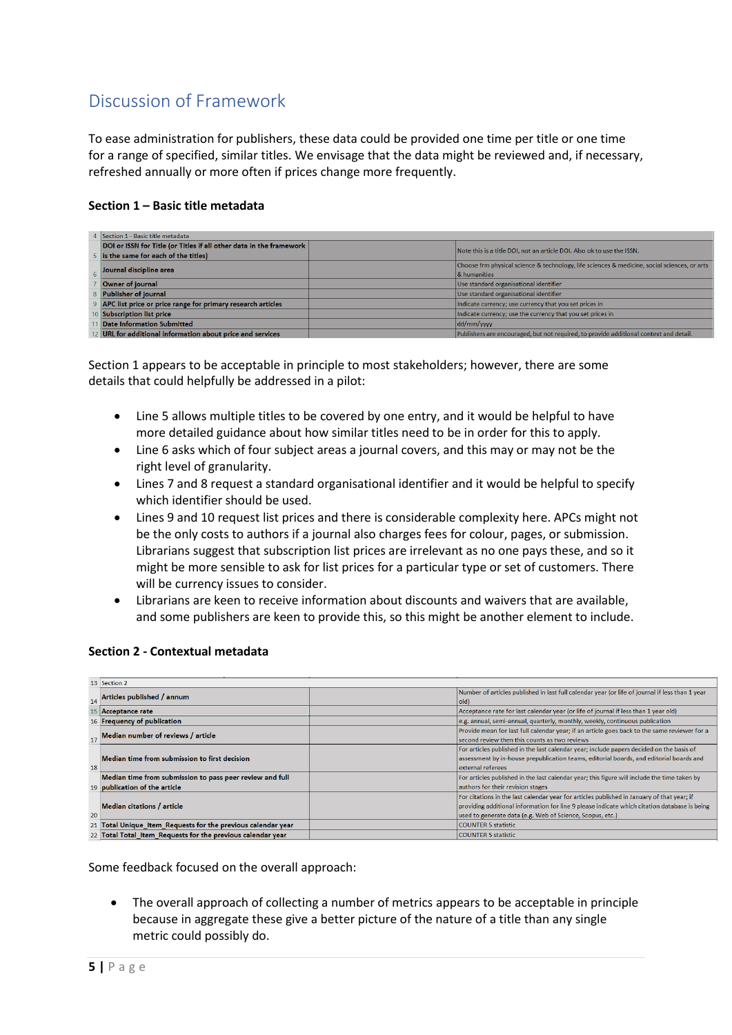## Discussion of Framework

To ease administration for publishers, these data could be provided one time per title or one time for a range of specified, similar titles. We envisage that the data might be reviewed and, if necessary, refreshed annually or more often if prices change more frequently.

### Section 1 – Basic title metadata

| | | | |
|---|---|---|---|
| 4 | Section 1 - Basic title metadata | | |
| 5 | **DOI or ISSN for Title (or Titles if all other data in the framework is the same for each of the titles)** | | Note this is a title DOI, not an article DOI. Also ok to use the ISSN. |
| 6 | **Journal discipline area** | | Choose frm physical science & technology, life sciences & medicine, social sciences, or arts & humanities |
| 7 | **Owner of journal** | | Use standard organisational identifier |
| 8 | **Publisher of journal** | | Use standard organisational identifier |
| 9 | **APC list price or price range for primary research articles** | | Indicate currency; use currency that you set prices in |
| 10 | **Subscription list price** | | Indicate currency; use the currency that you set prices in |
| 11 | **Date Information Submitted** | | dd/mm/yyyy |
| 12 | **URL for additional information about price and services** | | Publishers are encouraged, but not required, to provide additional context and detail. |

Section 1 appears to be acceptable in principle to most stakeholders; however, there are some details that could helpfully be addressed in a pilot:

- Line 5 allows multiple titles to be covered by one entry, and it would be helpful to have more detailed guidance about how similar titles need to be in order for this to apply.
- Line 6 asks which of four subject areas a journal covers, and this may or may not be the right level of granularity.
- Lines 7 and 8 request a standard organisational identifier and it would be helpful to specify which identifier should be used.
- Lines 9 and 10 request list prices and there is considerable complexity here. APCs might not be the only costs to authors if a journal also charges fees for colour, pages, or submission. Librarians suggest that subscription list prices are irrelevant as no one pays these, and so it might be more sensible to ask for list prices for a particular type or set of customers. There will be currency issues to consider.
- Librarians are keen to receive information about discounts and waivers that are available, and some publishers are keen to provide this, so this might be another element to include.

### Section 2 - Contextual metadata

| | | | |
|---|---|---|---|
| 13 | Section 2 | | |
| 14 | **Articles published / annum** | | Number of articles published in last full calendar year (or life of journal if less than 1 year old) |
| 15 | **Acceptance rate** | | Acceptance rate for last calendar year (or life of journal if less than 1 year old) |
| 16 | **Frequency of publication** | | e.g. annual, semi-annual, quarterly, monthly, weekly, continuous publication |
| 17 | **Median number of reviews / article** | | Provide mean for last full calendar year; if an article goes back to the same reviewer for a second review then this counts as two reviews |
| 18 | **Median time from submission to first decision** | | For articles published in the last calendar year; include papers decided on the basis of assessment by in-house prepublication teams, editorial boards, and editorial boards and external referees |
| 19 | **Median time from submission to pass peer review and full publication of the article** | | For articles published in the last calendar year; this figure will include the time taken by authors for their revision stages |
| 20 | **Median citations / article** | | For citations in the last calendar year for articles published in January of that year; if providing additional information for line 9 please indicate which citation database is being used to generate data (e.g. Web of Science, Scopus, etc.) |
| 21 | **Total Unique_Item_Requests for the previous calendar year** | | COUNTER 5 statistic |
| 22 | **Total Total_Item_Requests for the previous calendar year** | | COUNTER 5 statistic |

Some feedback focused on the overall approach:

- The overall approach of collecting a number of metrics appears to be acceptable in principle because in aggregate these give a better picture of the nature of a title than any single metric could possibly do.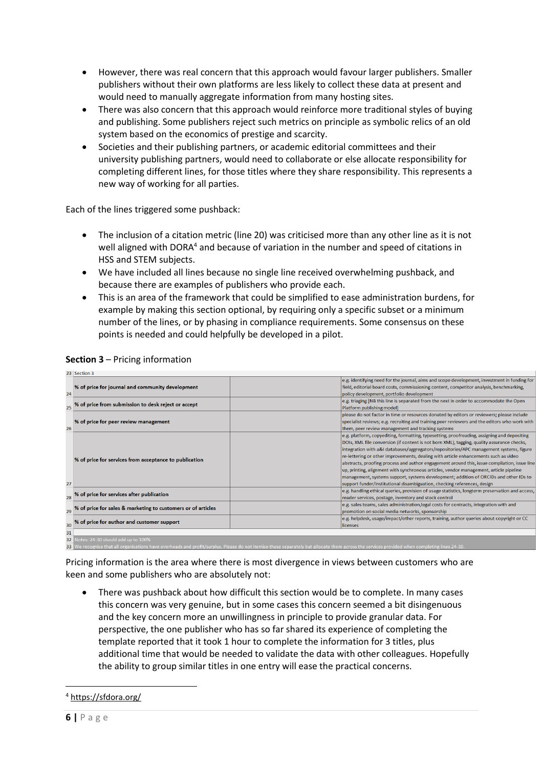- However, there was real concern that this approach would favour larger publishers. Smaller publishers without their own platforms are less likely to collect these data at present and would need to manually aggregate information from many hosting sites.
- There was also concern that this approach would reinforce more traditional styles of buying and publishing. Some publishers reject such metrics on principle as symbolic relics of an old system based on the economics of prestige and scarcity.
- Societies and their publishing partners, or academic editorial committees and their university publishing partners, would need to collaborate or else allocate responsibility for completing different lines, for those titles where they share responsibility. This represents a new way of working for all parties.

Each of the lines triggered some pushback:

- The inclusion of a citation metric (line 20) was criticised more than any other line as it is not well aligned with DORA[4] and because of variation in the number and speed of citations in HSS and STEM subjects.
- We have included all lines because no single line received overwhelming pushback, and because there are examples of publishers who provide each.
- This is an area of the framework that could be simplified to ease administration burdens, for example by making this section optional, by requiring only a specific subset or a minimum number of the lines, or by phasing in compliance requirements. Some consensus on these points is needed and could helpfully be developed in a pilot.

**Section 3** – Pricing information

| Row | Section 3 | | |
|---|---|---|---|
| 24 | **% of price for journal and community development** | | e.g. identifying need for the journal, aims and scope development, investment in funding for field, editorial board costs, commissioning content, competitor analysis, benchmarking, policy development, portfolio development |
| 25 | **% of price from submission to desk reject or accept** | | e.g. triaging [NB this line is separated from the next in order to accommodate the Open Platform publishing model] |
| 26 | **% of price for peer review management** | | please do not factor in time or resources donated by editors or reviewers; please include specialist reviews; e.g. recruiting and training peer reviewers and the editors who work with them, peer review management and tracking systems |
| 27 | **% of price for services from acceptance to publication** | | e.g. platform, copyediting, formatting, typesetting, proofreading, assigning and depositing DOIs, XML file conversion (if content is not born XML), tagging, quality assurance checks, integration with a&I databases/aggregators/repositories/APC management systems, figure re-lettering or other improvements, dealing with article enhancements such as video abstracts, proofing process and author engagement around this, issue compilation, issue line up, printing, alignment with synchronous articles, vendor management, article pipeline management, systems support, systems development; addition of ORCIDs and other IDs to support funder/institutional disambiguation, checking references, design |
| 28 | **% of price for services after publication** | | e.g. handling ethical queries, provision of usage statistics, longterm preservation and access, reader services, postage, inventory and stock control |
| 29 | **% of price for sales & marketing to customers or of articles** | | e.g. sales teams, sales administration,legal costs for contracts, integration with and promotion on social media networks, sponsorship |
| 30 | **% of price for author and customer support** | | e.g. helpdesk, usage/impact/other reports, training, author queries about copyright or CC licenses |
| 31 | | | |
| 32 | Notes: 24-30 should add up to 100% | | |
| 33 | We recognise that all organisations have overheads and profit/surplus. Please do not itemise these separately but allocate them across the services provided when completing lines 24-30. | | |

Pricing information is the area where there is most divergence in views between customers who are keen and some publishers who are absolutely not:

- There was pushback about how difficult this section would be to complete. In many cases this concern was very genuine, but in some cases this concern seemed a bit disingenuous and the key concern more an unwillingness in principle to provide granular data. For perspective, the one publisher who has so far shared its experience of completing the template reported that it took 1 hour to complete the information for 3 titles, plus additional time that would be needed to validate the data with other colleagues. Hopefully the ability to group similar titles in one entry will ease the practical concerns.

[4] https://sfdora.org/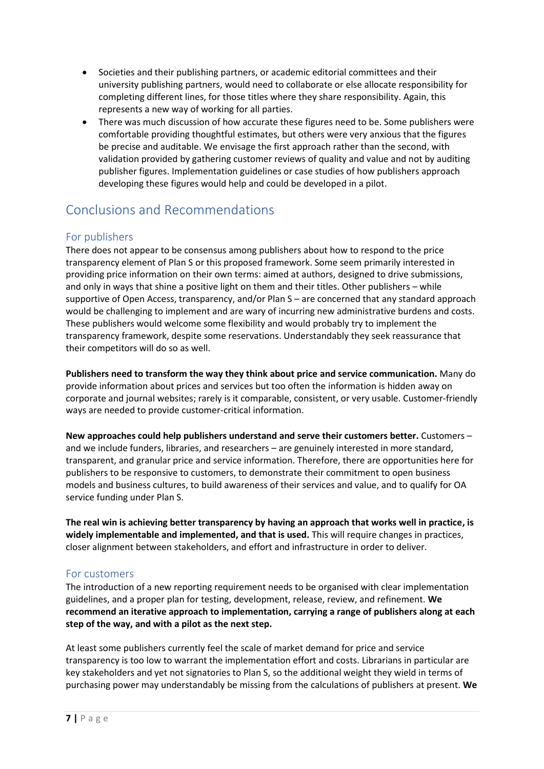- Societies and their publishing partners, or academic editorial committees and their university publishing partners, would need to collaborate or else allocate responsibility for completing different lines, for those titles where they share responsibility. Again, this represents a new way of working for all parties.
- There was much discussion of how accurate these figures need to be. Some publishers were comfortable providing thoughtful estimates, but others were very anxious that the figures be precise and auditable. We envisage the first approach rather than the second, with validation provided by gathering customer reviews of quality and value and not by auditing publisher figures. Implementation guidelines or case studies of how publishers approach developing these figures would help and could be developed in a pilot.

## Conclusions and Recommendations

### For publishers

There does not appear to be consensus among publishers about how to respond to the price transparency element of Plan S or this proposed framework. Some seem primarily interested in providing price information on their own terms: aimed at authors, designed to drive submissions, and only in ways that shine a positive light on them and their titles. Other publishers – while supportive of Open Access, transparency, and/or Plan S – are concerned that any standard approach would be challenging to implement and are wary of incurring new administrative burdens and costs. These publishers would welcome some flexibility and would probably try to implement the transparency framework, despite some reservations. Understandably they seek reassurance that their competitors will do so as well.

**Publishers need to transform the way they think about price and service communication.** Many do provide information about prices and services but too often the information is hidden away on corporate and journal websites; rarely is it comparable, consistent, or very usable. Customer-friendly ways are needed to provide customer-critical information.

**New approaches could help publishers understand and serve their customers better.** Customers – and we include funders, libraries, and researchers – are genuinely interested in more standard, transparent, and granular price and service information. Therefore, there are opportunities here for publishers to be responsive to customers, to demonstrate their commitment to open business models and business cultures, to build awareness of their services and value, and to qualify for OA service funding under Plan S.

**The real win is achieving better transparency by having an approach that works well in practice, is widely implementable and implemented, and that is used.** This will require changes in practices, closer alignment between stakeholders, and effort and infrastructure in order to deliver.

### For customers

The introduction of a new reporting requirement needs to be organised with clear implementation guidelines, and a proper plan for testing, development, release, review, and refinement. **We recommend an iterative approach to implementation, carrying a range of publishers along at each step of the way, and with a pilot as the next step.**

At least some publishers currently feel the scale of market demand for price and service transparency is too low to warrant the implementation effort and costs. Librarians in particular are key stakeholders and yet not signatories to Plan S, so the additional weight they wield in terms of purchasing power may understandably be missing from the calculations of publishers at present. **We**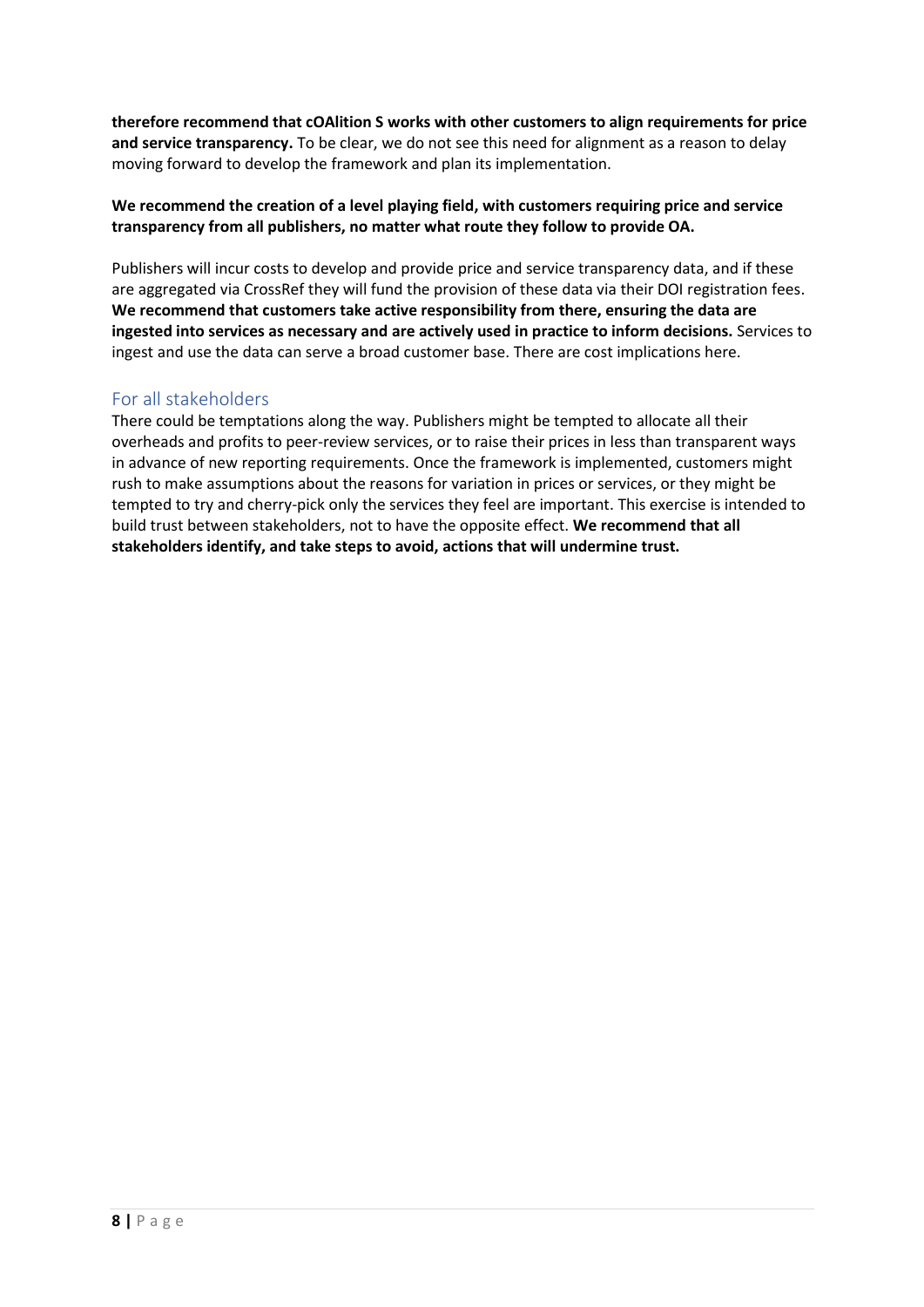**therefore recommend that cOAlition S works with other customers to align requirements for price and service transparency.** To be clear, we do not see this need for alignment as a reason to delay moving forward to develop the framework and plan its implementation.

**We recommend the creation of a level playing field, with customers requiring price and service transparency from all publishers, no matter what route they follow to provide OA.**

Publishers will incur costs to develop and provide price and service transparency data, and if these are aggregated via CrossRef they will fund the provision of these data via their DOI registration fees. **We recommend that customers take active responsibility from there, ensuring the data are ingested into services as necessary and are actively used in practice to inform decisions.** Services to ingest and use the data can serve a broad customer base. There are cost implications here.

## For all stakeholders

There could be temptations along the way. Publishers might be tempted to allocate all their overheads and profits to peer-review services, or to raise their prices in less than transparent ways in advance of new reporting requirements. Once the framework is implemented, customers might rush to make assumptions about the reasons for variation in prices or services, or they might be tempted to try and cherry-pick only the services they feel are important. This exercise is intended to build trust between stakeholders, not to have the opposite effect. **We recommend that all stakeholders identify, and take steps to avoid, actions that will undermine trust.**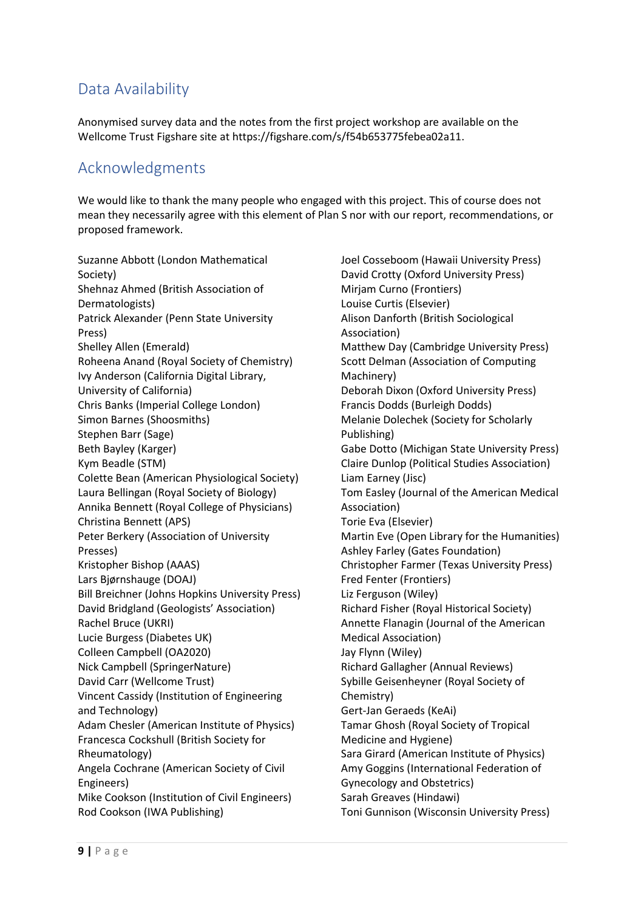## Data Availability

Anonymised survey data and the notes from the first project workshop are available on the Wellcome Trust Figshare site at https://figshare.com/s/f54b653775febea02a11.

## Acknowledgments

We would like to thank the many people who engaged with this project. This of course does not mean they necessarily agree with this element of Plan S nor with our report, recommendations, or proposed framework.

Suzanne Abbott (London Mathematical Society)
Shehnaz Ahmed (British Association of Dermatologists)
Patrick Alexander (Penn State University Press)
Shelley Allen (Emerald)
Roheena Anand (Royal Society of Chemistry)
Ivy Anderson (California Digital Library, University of California)
Chris Banks (Imperial College London)
Simon Barnes (Shoosmiths)
Stephen Barr (Sage)
Beth Bayley (Karger)
Kym Beadle (STM)
Colette Bean (American Physiological Society)
Laura Bellingan (Royal Society of Biology)
Annika Bennett (Royal College of Physicians)
Christina Bennett (APS)
Peter Berkery (Association of University Presses)
Kristopher Bishop (AAAS)
Lars Bjørnshauge (DOAJ)
Bill Breichner (Johns Hopkins University Press)
David Bridgland (Geologists' Association)
Rachel Bruce (UKRI)
Lucie Burgess (Diabetes UK)
Colleen Campbell (OA2020)
Nick Campbell (SpringerNature)
David Carr (Wellcome Trust)
Vincent Cassidy (Institution of Engineering and Technology)
Adam Chesler (American Institute of Physics)
Francesca Cockshull (British Society for Rheumatology)
Angela Cochrane (American Society of Civil Engineers)
Mike Cookson (Institution of Civil Engineers)
Rod Cookson (IWA Publishing)
Joel Cosseboom (Hawaii University Press)
David Crotty (Oxford University Press)
Mirjam Curno (Frontiers)
Louise Curtis (Elsevier)
Alison Danforth (British Sociological Association)
Matthew Day (Cambridge University Press)
Scott Delman (Association of Computing Machinery)
Deborah Dixon (Oxford University Press)
Francis Dodds (Burleigh Dodds)
Melanie Dolechek (Society for Scholarly Publishing)
Gabe Dotto (Michigan State University Press)
Claire Dunlop (Political Studies Association)
Liam Earney (Jisc)
Tom Easley (Journal of the American Medical Association)
Torie Eva (Elsevier)
Martin Eve (Open Library for the Humanities)
Ashley Farley (Gates Foundation)
Christopher Farmer (Texas University Press)
Fred Fenter (Frontiers)
Liz Ferguson (Wiley)
Richard Fisher (Royal Historical Society)
Annette Flanagin (Journal of the American Medical Association)
Jay Flynn (Wiley)
Richard Gallagher (Annual Reviews)
Sybille Geisenheyner (Royal Society of Chemistry)
Gert-Jan Geraeds (KeAi)
Tamar Ghosh (Royal Society of Tropical Medicine and Hygiene)
Sara Girard (American Institute of Physics)
Amy Goggins (International Federation of Gynecology and Obstetrics)
Sarah Greaves (Hindawi)
Toni Gunnison (Wisconsin University Press)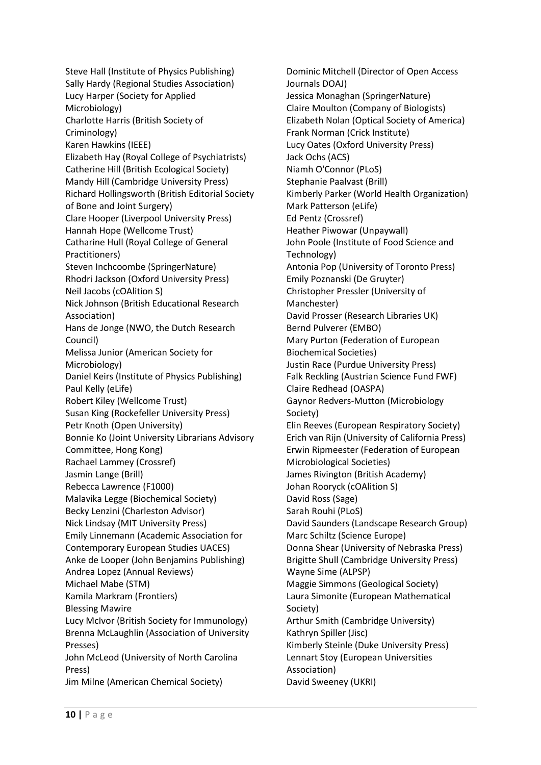Steve Hall (Institute of Physics Publishing)
Sally Hardy (Regional Studies Association)
Lucy Harper (Society for Applied Microbiology)
Charlotte Harris (British Society of Criminology)
Karen Hawkins (IEEE)
Elizabeth Hay (Royal College of Psychiatrists)
Catherine Hill (British Ecological Society)
Mandy Hill (Cambridge University Press)
Richard Hollingsworth (British Editorial Society of Bone and Joint Surgery)
Clare Hooper (Liverpool University Press)
Hannah Hope (Wellcome Trust)
Catharine Hull (Royal College of General Practitioners)
Steven Inchcoombe (SpringerNature)
Rhodri Jackson (Oxford University Press)
Neil Jacobs (cOAlition S)
Nick Johnson (British Educational Research Association)
Hans de Jonge (NWO, the Dutch Research Council)
Melissa Junior (American Society for Microbiology)
Daniel Keirs (Institute of Physics Publishing)
Paul Kelly (eLife)
Robert Kiley (Wellcome Trust)
Susan King (Rockefeller University Press)
Petr Knoth (Open University)
Bonnie Ko (Joint University Librarians Advisory Committee, Hong Kong)
Rachael Lammey (Crossref)
Jasmin Lange (Brill)
Rebecca Lawrence (F1000)
Malavika Legge (Biochemical Society)
Becky Lenzini (Charleston Advisor)
Nick Lindsay (MIT University Press)
Emily Linnemann (Academic Association for Contemporary European Studies UACES)
Anke de Looper (John Benjamins Publishing)
Andrea Lopez (Annual Reviews)
Michael Mabe (STM)
Kamila Markram (Frontiers)
Blessing Mawire
Lucy McIvor (British Society for Immunology)
Brenna McLaughlin (Association of University Presses)
John McLeod (University of North Carolina Press)
Jim Milne (American Chemical Society)
Dominic Mitchell (Director of Open Access Journals DOAJ)
Jessica Monaghan (SpringerNature)
Claire Moulton (Company of Biologists)
Elizabeth Nolan (Optical Society of America)
Frank Norman (Crick Institute)
Lucy Oates (Oxford University Press)
Jack Ochs (ACS)
Niamh O'Connor (PLoS)
Stephanie Paalvast (Brill)
Kimberly Parker (World Health Organization)
Mark Patterson (eLife)
Ed Pentz (Crossref)
Heather Piwowar (Unpaywall)
John Poole (Institute of Food Science and Technology)
Antonia Pop (University of Toronto Press)
Emily Poznanski (De Gruyter)
Christopher Pressler (University of Manchester)
David Prosser (Research Libraries UK)
Bernd Pulverer (EMBO)
Mary Purton (Federation of European Biochemical Societies)
Justin Race (Purdue University Press)
Falk Reckling (Austrian Science Fund FWF)
Claire Redhead (OASPA)
Gaynor Redvers-Mutton (Microbiology Society)
Elin Reeves (European Respiratory Society)
Erich van Rijn (University of California Press)
Erwin Ripmeester (Federation of European Microbiological Societies)
James Rivington (British Academy)
Johan Rooryck (cOAlition S)
David Ross (Sage)
Sarah Rouhi (PLoS)
David Saunders (Landscape Research Group)
Marc Schiltz (Science Europe)
Donna Shear (University of Nebraska Press)
Brigitte Shull (Cambridge University Press)
Wayne Sime (ALPSP)
Maggie Simmons (Geological Society)
Laura Simonite (European Mathematical Society)
Arthur Smith (Cambridge University)
Kathryn Spiller (Jisc)
Kimberly Steinle (Duke University Press)
Lennart Stoy (European Universities Association)
David Sweeney (UKRI)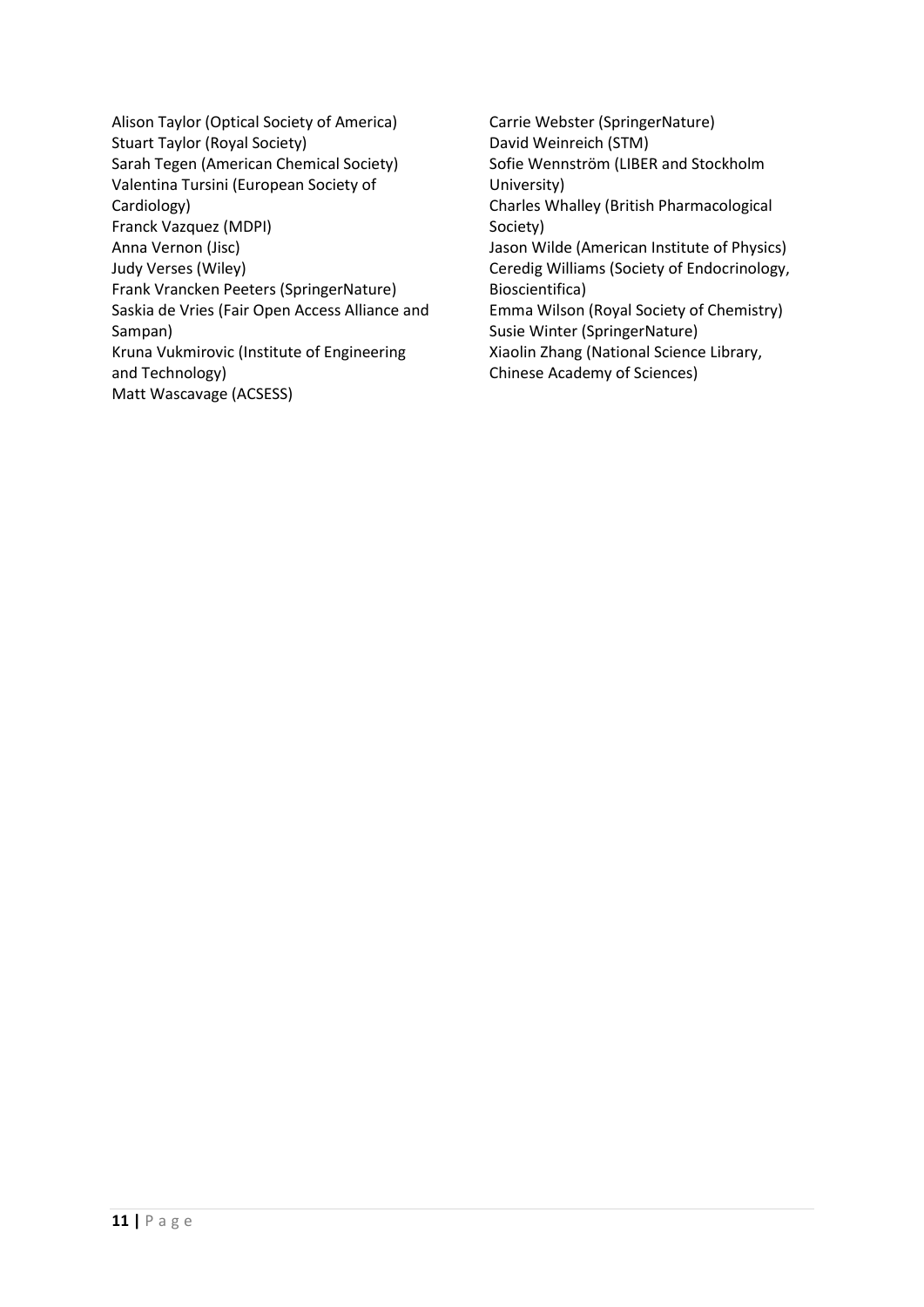Alison Taylor (Optical Society of America)
Stuart Taylor (Royal Society)
Sarah Tegen (American Chemical Society)
Valentina Tursini (European Society of Cardiology)
Franck Vazquez (MDPI)
Anna Vernon (Jisc)
Judy Verses (Wiley)
Frank Vrancken Peeters (SpringerNature)
Saskia de Vries (Fair Open Access Alliance and Sampan)
Kruna Vukmirovic (Institute of Engineering and Technology)
Matt Wascavage (ACSESS)
Carrie Webster (SpringerNature)
David Weinreich (STM)
Sofie Wennström (LIBER and Stockholm University)
Charles Whalley (British Pharmacological Society)
Jason Wilde (American Institute of Physics)
Ceredig Williams (Society of Endocrinology, Bioscientifica)
Emma Wilson (Royal Society of Chemistry)
Susie Winter (SpringerNature)
Xiaolin Zhang (National Science Library, Chinese Academy of Sciences)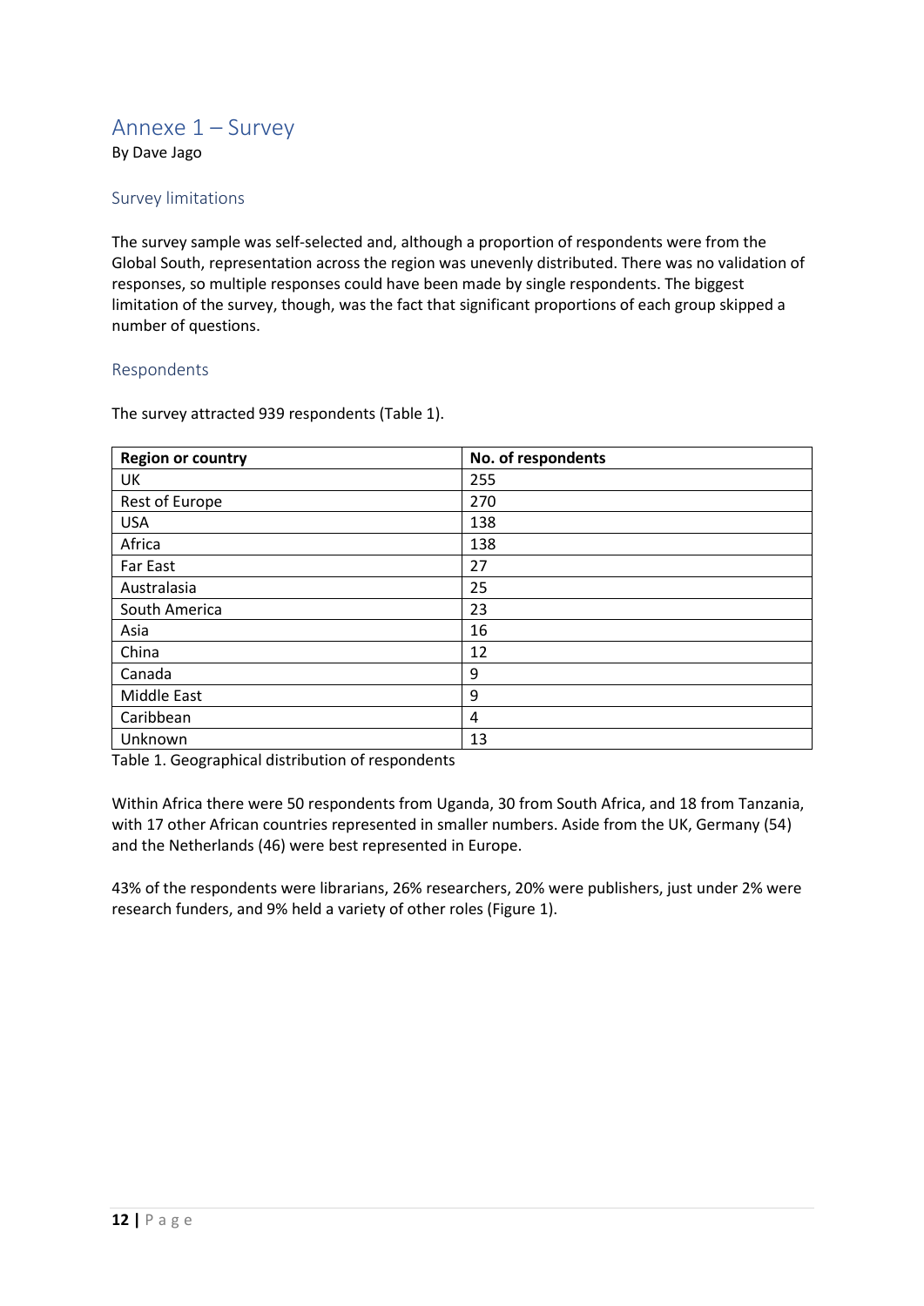## Annexe 1 – Survey

By Dave Jago

### Survey limitations

The survey sample was self-selected and, although a proportion of respondents were from the Global South, representation across the region was unevenly distributed. There was no validation of responses, so multiple responses could have been made by single respondents. The biggest limitation of the survey, though, was the fact that significant proportions of each group skipped a number of questions.

### Respondents

The survey attracted 939 respondents (Table 1).

| Region or country | No. of respondents |
| --- | --- |
| UK | 255 |
| Rest of Europe | 270 |
| USA | 138 |
| Africa | 138 |
| Far East | 27 |
| Australasia | 25 |
| South America | 23 |
| Asia | 16 |
| China | 12 |
| Canada | 9 |
| Middle East | 9 |
| Caribbean | 4 |
| Unknown | 13 |

Table 1. Geographical distribution of respondents

Within Africa there were 50 respondents from Uganda, 30 from South Africa, and 18 from Tanzania, with 17 other African countries represented in smaller numbers. Aside from the UK, Germany (54) and the Netherlands (46) were best represented in Europe.

43% of the respondents were librarians, 26% researchers, 20% were publishers, just under 2% were research funders, and 9% held a variety of other roles (Figure 1).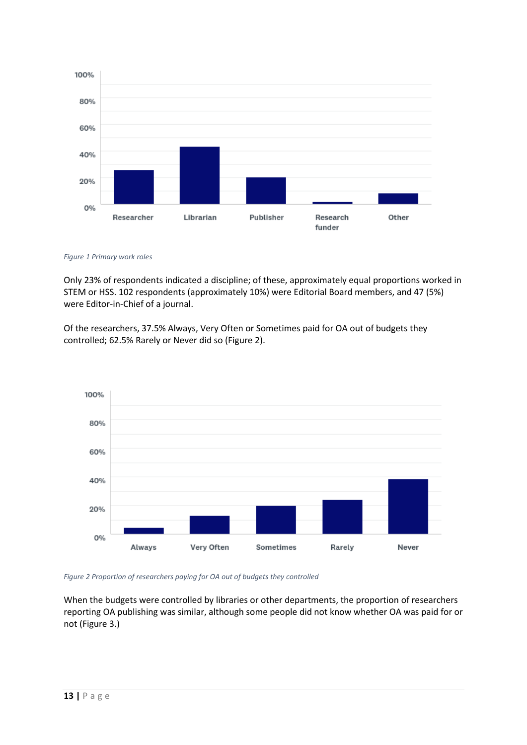*Figure 1 Primary work roles*

Only 23% of respondents indicated a discipline; of these, approximately equal proportions worked in STEM or HSS. 102 respondents (approximately 10%) were Editorial Board members, and 47 (5%) were Editor-in-Chief of a journal.

Of the researchers, 37.5% Always, Very Often or Sometimes paid for OA out of budgets they controlled; 62.5% Rarely or Never did so (Figure 2).

*Figure 2 Proportion of researchers paying for OA out of budgets they controlled*

When the budgets were controlled by libraries or other departments, the proportion of researchers reporting OA publishing was similar, although some people did not know whether OA was paid for or not (Figure 3.)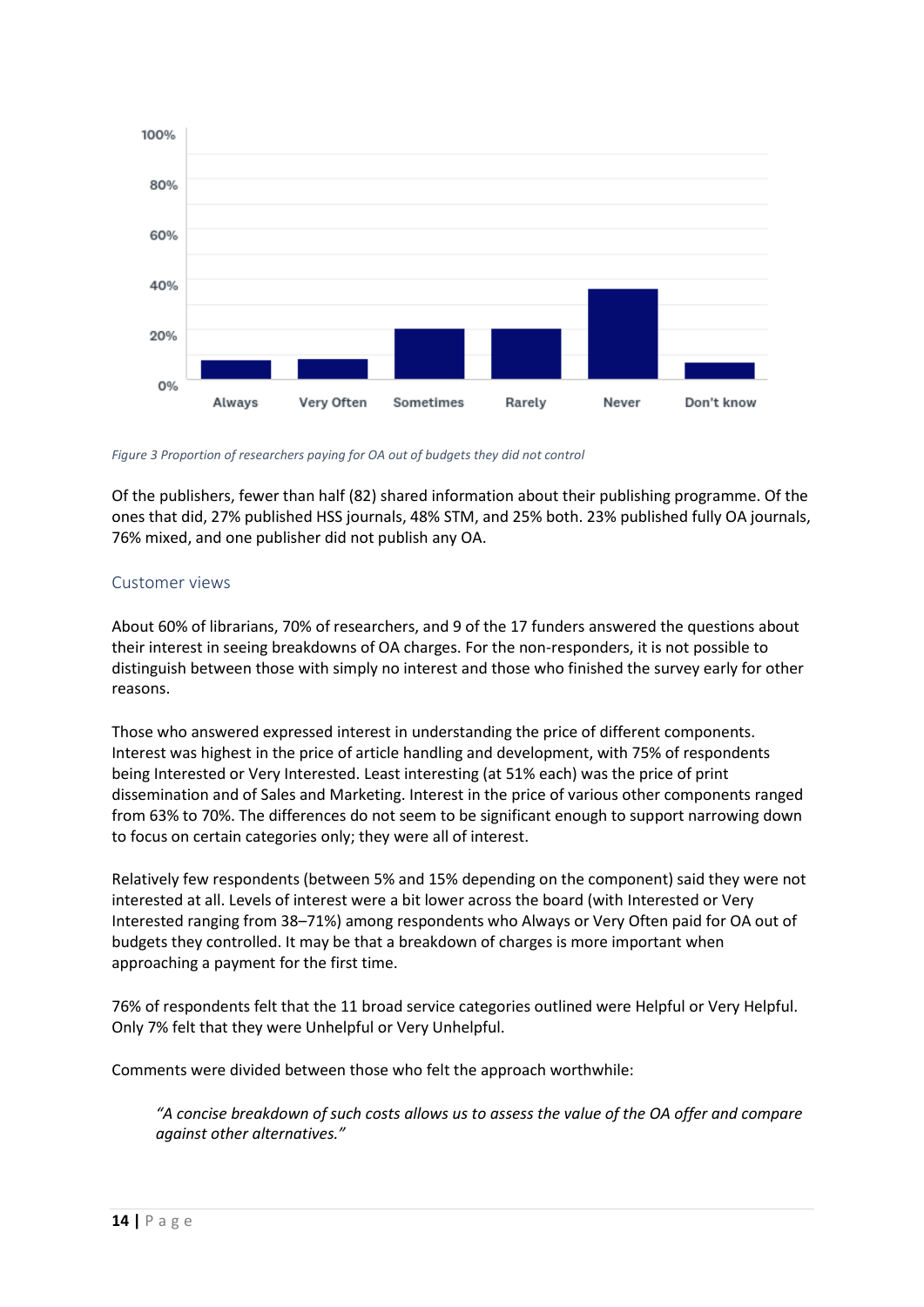Figure 3 Proportion of researchers paying for OA out of budgets they did not control

Of the publishers, fewer than half (82) shared information about their publishing programme. Of the ones that did, 27% published HSS journals, 48% STM, and 25% both. 23% published fully OA journals, 76% mixed, and one publisher did not publish any OA.

## Customer views

About 60% of librarians, 70% of researchers, and 9 of the 17 funders answered the questions about their interest in seeing breakdowns of OA charges. For the non-responders, it is not possible to distinguish between those with simply no interest and those who finished the survey early for other reasons.

Those who answered expressed interest in understanding the price of different components. Interest was highest in the price of article handling and development, with 75% of respondents being Interested or Very Interested. Least interesting (at 51% each) was the price of print dissemination and of Sales and Marketing. Interest in the price of various other components ranged from 63% to 70%. The differences do not seem to be significant enough to support narrowing down to focus on certain categories only; they were all of interest.

Relatively few respondents (between 5% and 15% depending on the component) said they were not interested at all. Levels of interest were a bit lower across the board (with Interested or Very Interested ranging from 38–71%) among respondents who Always or Very Often paid for OA out of budgets they controlled. It may be that a breakdown of charges is more important when approaching a payment for the first time.

76% of respondents felt that the 11 broad service categories outlined were Helpful or Very Helpful. Only 7% felt that they were Unhelpful or Very Unhelpful.

Comments were divided between those who felt the approach worthwhile:

> *"A concise breakdown of such costs allows us to assess the value of the OA offer and compare against other alternatives."*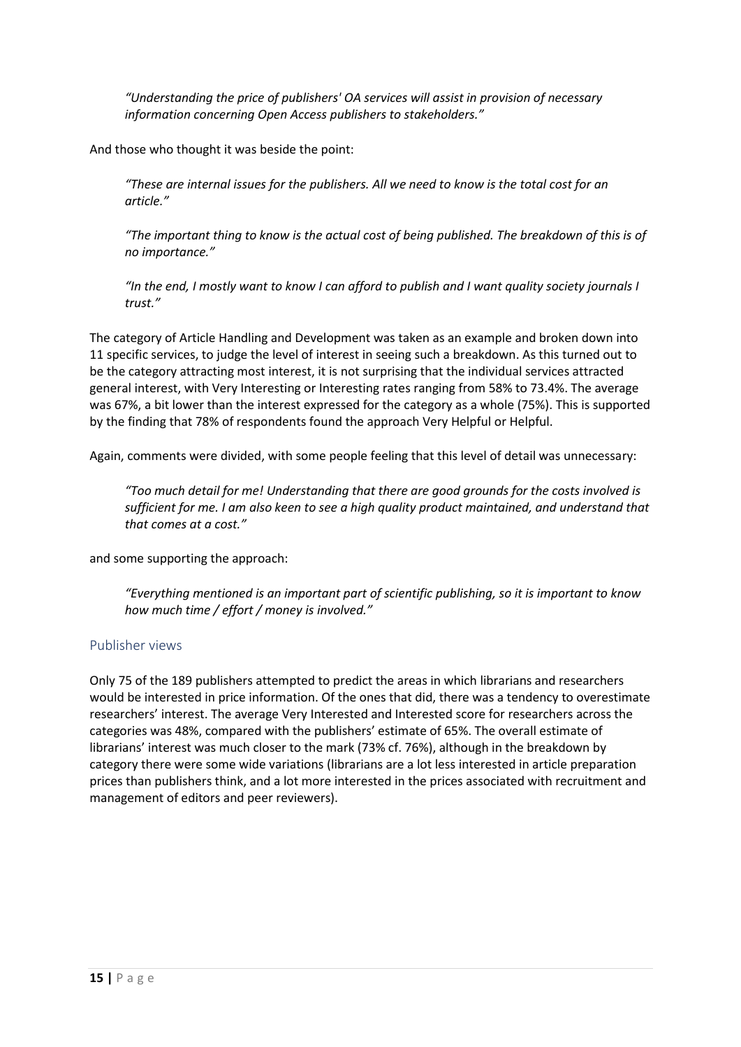> *"Understanding the price of publishers' OA services will assist in provision of necessary information concerning Open Access publishers to stakeholders."*

And those who thought it was beside the point:

> *"These are internal issues for the publishers. All we need to know is the total cost for an article."*
>
> *"The important thing to know is the actual cost of being published. The breakdown of this is of no importance."*
>
> *"In the end, I mostly want to know I can afford to publish and I want quality society journals I trust."*

The category of Article Handling and Development was taken as an example and broken down into 11 specific services, to judge the level of interest in seeing such a breakdown. As this turned out to be the category attracting most interest, it is not surprising that the individual services attracted general interest, with Very Interesting or Interesting rates ranging from 58% to 73.4%. The average was 67%, a bit lower than the interest expressed for the category as a whole (75%). This is supported by the finding that 78% of respondents found the approach Very Helpful or Helpful.

Again, comments were divided, with some people feeling that this level of detail was unnecessary:

> *"Too much detail for me! Understanding that there are good grounds for the costs involved is sufficient for me. I am also keen to see a high quality product maintained, and understand that that comes at a cost."*

and some supporting the approach:

> *"Everything mentioned is an important part of scientific publishing, so it is important to know how much time / effort / money is involved."*

### Publisher views

Only 75 of the 189 publishers attempted to predict the areas in which librarians and researchers would be interested in price information. Of the ones that did, there was a tendency to overestimate researchers' interest. The average Very Interested and Interested score for researchers across the categories was 48%, compared with the publishers' estimate of 65%. The overall estimate of librarians' interest was much closer to the mark (73% cf. 76%), although in the breakdown by category there were some wide variations (librarians are a lot less interested in article preparation prices than publishers think, and a lot more interested in the prices associated with recruitment and management of editors and peer reviewers).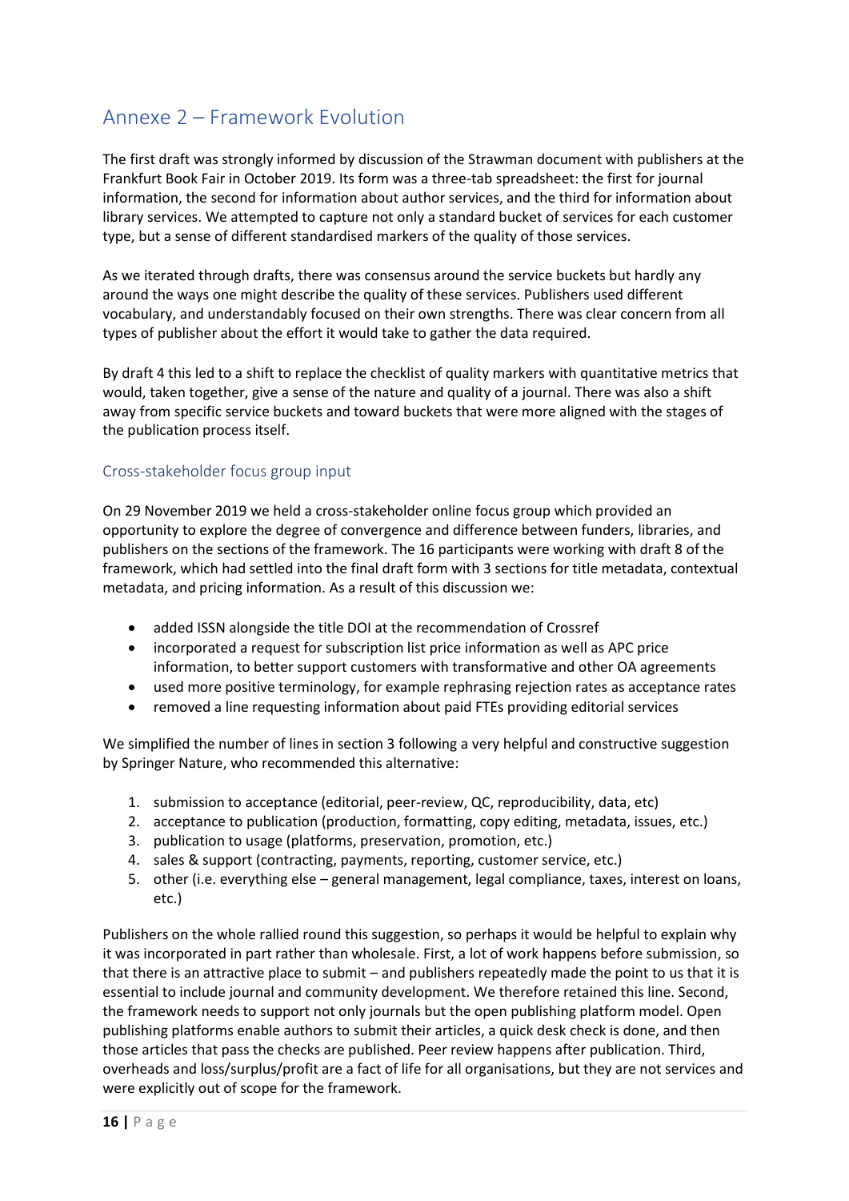## Annexe 2 – Framework Evolution

The first draft was strongly informed by discussion of the Strawman document with publishers at the Frankfurt Book Fair in October 2019. Its form was a three-tab spreadsheet: the first for journal information, the second for information about author services, and the third for information about library services. We attempted to capture not only a standard bucket of services for each customer type, but a sense of different standardised markers of the quality of those services.

As we iterated through drafts, there was consensus around the service buckets but hardly any around the ways one might describe the quality of these services. Publishers used different vocabulary, and understandably focused on their own strengths. There was clear concern from all types of publisher about the effort it would take to gather the data required.

By draft 4 this led to a shift to replace the checklist of quality markers with quantitative metrics that would, taken together, give a sense of the nature and quality of a journal. There was also a shift away from specific service buckets and toward buckets that were more aligned with the stages of the publication process itself.

### Cross-stakeholder focus group input

On 29 November 2019 we held a cross-stakeholder online focus group which provided an opportunity to explore the degree of convergence and difference between funders, libraries, and publishers on the sections of the framework. The 16 participants were working with draft 8 of the framework, which had settled into the final draft form with 3 sections for title metadata, contextual metadata, and pricing information. As a result of this discussion we:

- added ISSN alongside the title DOI at the recommendation of Crossref
- incorporated a request for subscription list price information as well as APC price information, to better support customers with transformative and other OA agreements
- used more positive terminology, for example rephrasing rejection rates as acceptance rates
- removed a line requesting information about paid FTEs providing editorial services

We simplified the number of lines in section 3 following a very helpful and constructive suggestion by Springer Nature, who recommended this alternative:

1. submission to acceptance (editorial, peer-review, QC, reproducibility, data, etc)
2. acceptance to publication (production, formatting, copy editing, metadata, issues, etc.)
3. publication to usage (platforms, preservation, promotion, etc.)
4. sales & support (contracting, payments, reporting, customer service, etc.)
5. other (i.e. everything else – general management, legal compliance, taxes, interest on loans, etc.)

Publishers on the whole rallied round this suggestion, so perhaps it would be helpful to explain why it was incorporated in part rather than wholesale. First, a lot of work happens before submission, so that there is an attractive place to submit – and publishers repeatedly made the point to us that it is essential to include journal and community development. We therefore retained this line. Second, the framework needs to support not only journals but the open publishing platform model. Open publishing platforms enable authors to submit their articles, a quick desk check is done, and then those articles that pass the checks are published. Peer review happens after publication. Third, overheads and loss/surplus/profit are a fact of life for all organisations, but they are not services and were explicitly out of scope for the framework.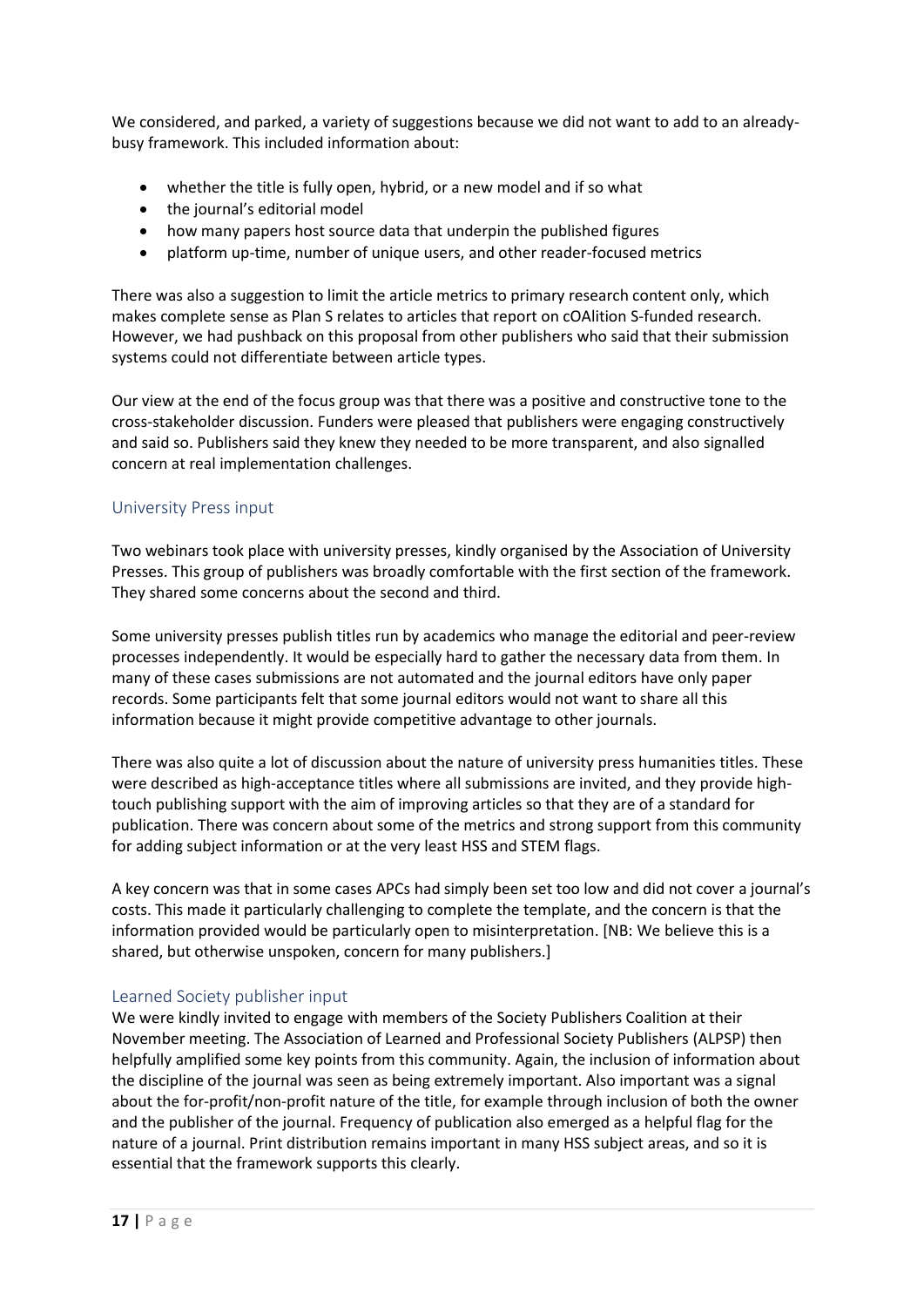We considered, and parked, a variety of suggestions because we did not want to add to an already-busy framework. This included information about:

- whether the title is fully open, hybrid, or a new model and if so what
- the journal's editorial model
- how many papers host source data that underpin the published figures
- platform up-time, number of unique users, and other reader-focused metrics

There was also a suggestion to limit the article metrics to primary research content only, which makes complete sense as Plan S relates to articles that report on cOAlition S-funded research. However, we had pushback on this proposal from other publishers who said that their submission systems could not differentiate between article types.

Our view at the end of the focus group was that there was a positive and constructive tone to the cross-stakeholder discussion. Funders were pleased that publishers were engaging constructively and said so. Publishers said they knew they needed to be more transparent, and also signalled concern at real implementation challenges.

## University Press input

Two webinars took place with university presses, kindly organised by the Association of University Presses. This group of publishers was broadly comfortable with the first section of the framework. They shared some concerns about the second and third.

Some university presses publish titles run by academics who manage the editorial and peer-review processes independently. It would be especially hard to gather the necessary data from them. In many of these cases submissions are not automated and the journal editors have only paper records. Some participants felt that some journal editors would not want to share all this information because it might provide competitive advantage to other journals.

There was also quite a lot of discussion about the nature of university press humanities titles. These were described as high-acceptance titles where all submissions are invited, and they provide high-touch publishing support with the aim of improving articles so that they are of a standard for publication. There was concern about some of the metrics and strong support from this community for adding subject information or at the very least HSS and STEM flags.

A key concern was that in some cases APCs had simply been set too low and did not cover a journal's costs. This made it particularly challenging to complete the template, and the concern is that the information provided would be particularly open to misinterpretation. [NB: We believe this is a shared, but otherwise unspoken, concern for many publishers.]

## Learned Society publisher input

We were kindly invited to engage with members of the Society Publishers Coalition at their November meeting. The Association of Learned and Professional Society Publishers (ALPSP) then helpfully amplified some key points from this community. Again, the inclusion of information about the discipline of the journal was seen as being extremely important. Also important was a signal about the for-profit/non-profit nature of the title, for example through inclusion of both the owner and the publisher of the journal. Frequency of publication also emerged as a helpful flag for the nature of a journal. Print distribution remains important in many HSS subject areas, and so it is essential that the framework supports this clearly.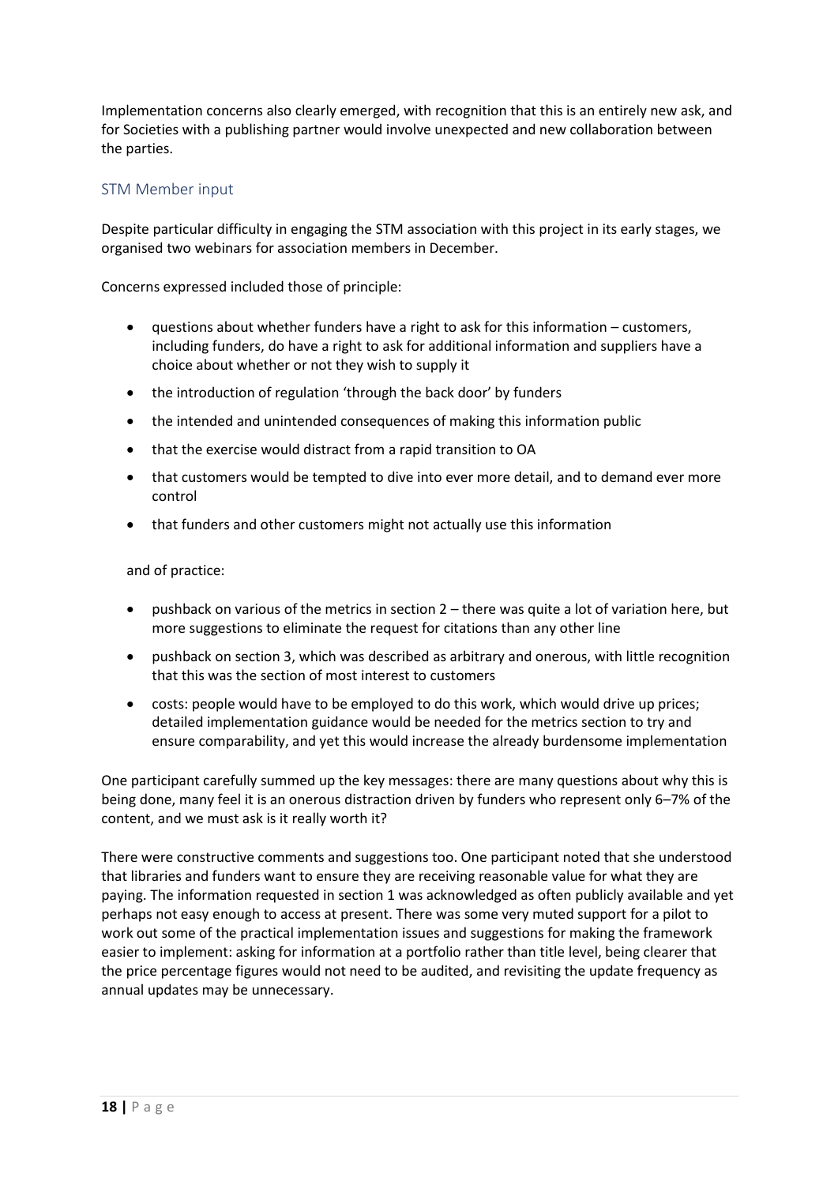Implementation concerns also clearly emerged, with recognition that this is an entirely new ask, and for Societies with a publishing partner would involve unexpected and new collaboration between the parties.

## STM Member input

Despite particular difficulty in engaging the STM association with this project in its early stages, we organised two webinars for association members in December.

Concerns expressed included those of principle:

- questions about whether funders have a right to ask for this information – customers, including funders, do have a right to ask for additional information and suppliers have a choice about whether or not they wish to supply it
- the introduction of regulation 'through the back door' by funders
- the intended and unintended consequences of making this information public
- that the exercise would distract from a rapid transition to OA
- that customers would be tempted to dive into ever more detail, and to demand ever more control
- that funders and other customers might not actually use this information

and of practice:

- pushback on various of the metrics in section 2 – there was quite a lot of variation here, but more suggestions to eliminate the request for citations than any other line
- pushback on section 3, which was described as arbitrary and onerous, with little recognition that this was the section of most interest to customers
- costs: people would have to be employed to do this work, which would drive up prices; detailed implementation guidance would be needed for the metrics section to try and ensure comparability, and yet this would increase the already burdensome implementation

One participant carefully summed up the key messages: there are many questions about why this is being done, many feel it is an onerous distraction driven by funders who represent only 6–7% of the content, and we must ask is it really worth it?

There were constructive comments and suggestions too. One participant noted that she understood that libraries and funders want to ensure they are receiving reasonable value for what they are paying. The information requested in section 1 was acknowledged as often publicly available and yet perhaps not easy enough to access at present. There was some very muted support for a pilot to work out some of the practical implementation issues and suggestions for making the framework easier to implement: asking for information at a portfolio rather than title level, being clearer that the price percentage figures would not need to be audited, and revisiting the update frequency as annual updates may be unnecessary.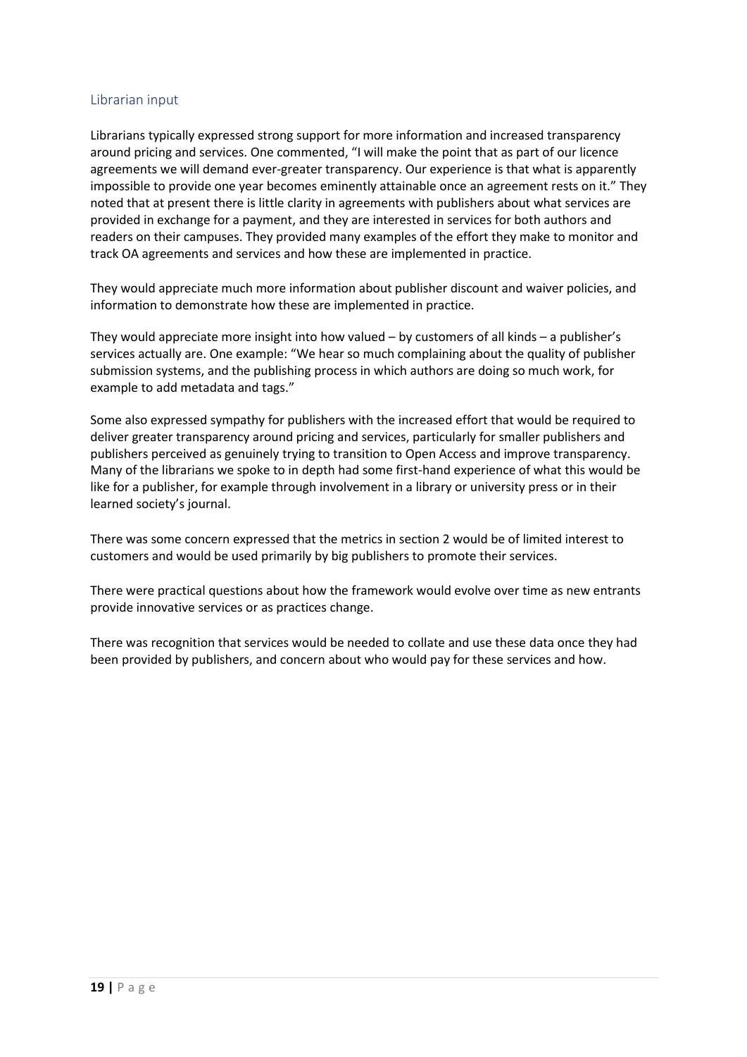### Librarian input

Librarians typically expressed strong support for more information and increased transparency around pricing and services. One commented, "I will make the point that as part of our licence agreements we will demand ever-greater transparency. Our experience is that what is apparently impossible to provide one year becomes eminently attainable once an agreement rests on it." They noted that at present there is little clarity in agreements with publishers about what services are provided in exchange for a payment, and they are interested in services for both authors and readers on their campuses. They provided many examples of the effort they make to monitor and track OA agreements and services and how these are implemented in practice.

They would appreciate much more information about publisher discount and waiver policies, and information to demonstrate how these are implemented in practice.

They would appreciate more insight into how valued – by customers of all kinds – a publisher's services actually are. One example: "We hear so much complaining about the quality of publisher submission systems, and the publishing process in which authors are doing so much work, for example to add metadata and tags."

Some also expressed sympathy for publishers with the increased effort that would be required to deliver greater transparency around pricing and services, particularly for smaller publishers and publishers perceived as genuinely trying to transition to Open Access and improve transparency. Many of the librarians we spoke to in depth had some first-hand experience of what this would be like for a publisher, for example through involvement in a library or university press or in their learned society's journal.

There was some concern expressed that the metrics in section 2 would be of limited interest to customers and would be used primarily by big publishers to promote their services.

There were practical questions about how the framework would evolve over time as new entrants provide innovative services or as practices change.

There was recognition that services would be needed to collate and use these data once they had been provided by publishers, and concern about who would pay for these services and how.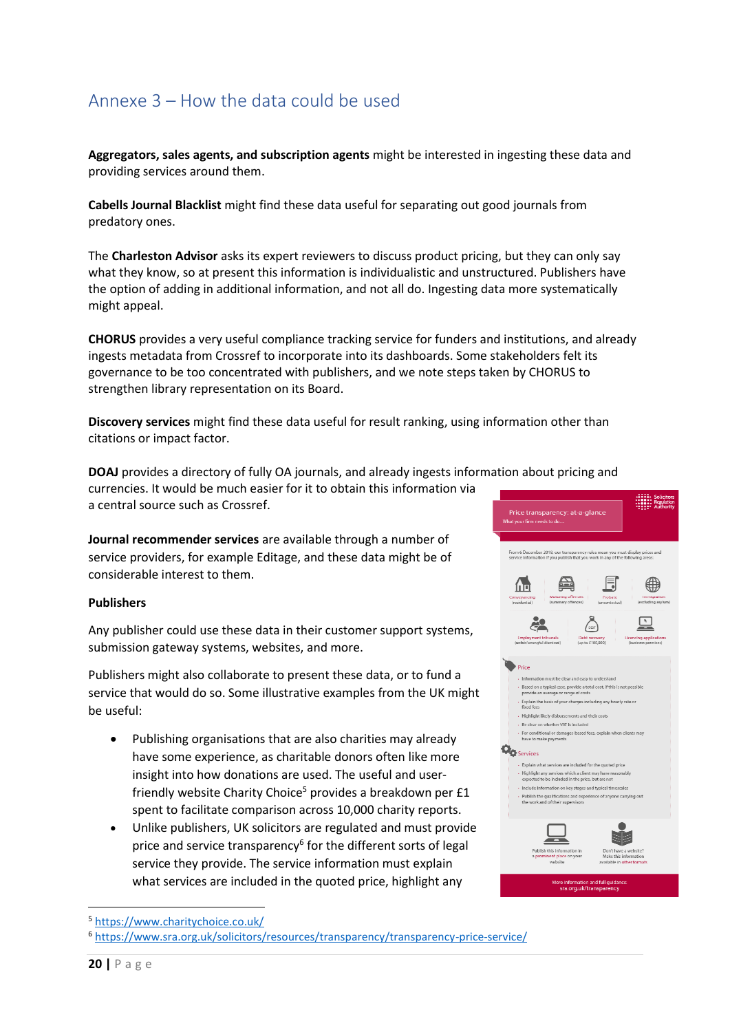# Annexe 3 – How the data could be used

**Aggregators, sales agents, and subscription agents** might be interested in ingesting these data and providing services around them.

**Cabells Journal Blacklist** might find these data useful for separating out good journals from predatory ones.

The **Charleston Advisor** asks its expert reviewers to discuss product pricing, but they can only say what they know, so at present this information is individualistic and unstructured. Publishers have the option of adding in additional information, and not all do. Ingesting data more systematically might appeal.

**CHORUS** provides a very useful compliance tracking service for funders and institutions, and already ingests metadata from Crossref to incorporate into its dashboards. Some stakeholders felt its governance to be too concentrated with publishers, and we note steps taken by CHORUS to strengthen library representation on its Board.

**Discovery services** might find these data useful for result ranking, using information other than citations or impact factor.

**DOAJ** provides a directory of fully OA journals, and already ingests information about pricing and currencies. It would be much easier for it to obtain this information via a central source such as Crossref.

**Journal recommender services** are available through a number of service providers, for example Editage, and these data might be of considerable interest to them.

**Publishers**

Any publisher could use these data in their customer support systems, submission gateway systems, websites, and more.

Publishers might also collaborate to present these data, or to fund a service that would do so. Some illustrative examples from the UK might be useful:

- Publishing organisations that are also charities may already have some experience, as charitable donors often like more insight into how donations are used. The useful and user-friendly website Charity Choice[5] provides a breakdown per £1 spent to facilitate comparison across 10,000 charity reports.
- Unlike publishers, UK solicitors are regulated and must provide price and service transparency[6] for the different sorts of legal service they provide. The service information must explain what services are included in the quoted price, highlight any

[5] https://www.charitychoice.co.uk/

[6] https://www.sra.org.uk/solicitors/resources/transparency/transparency-price-service/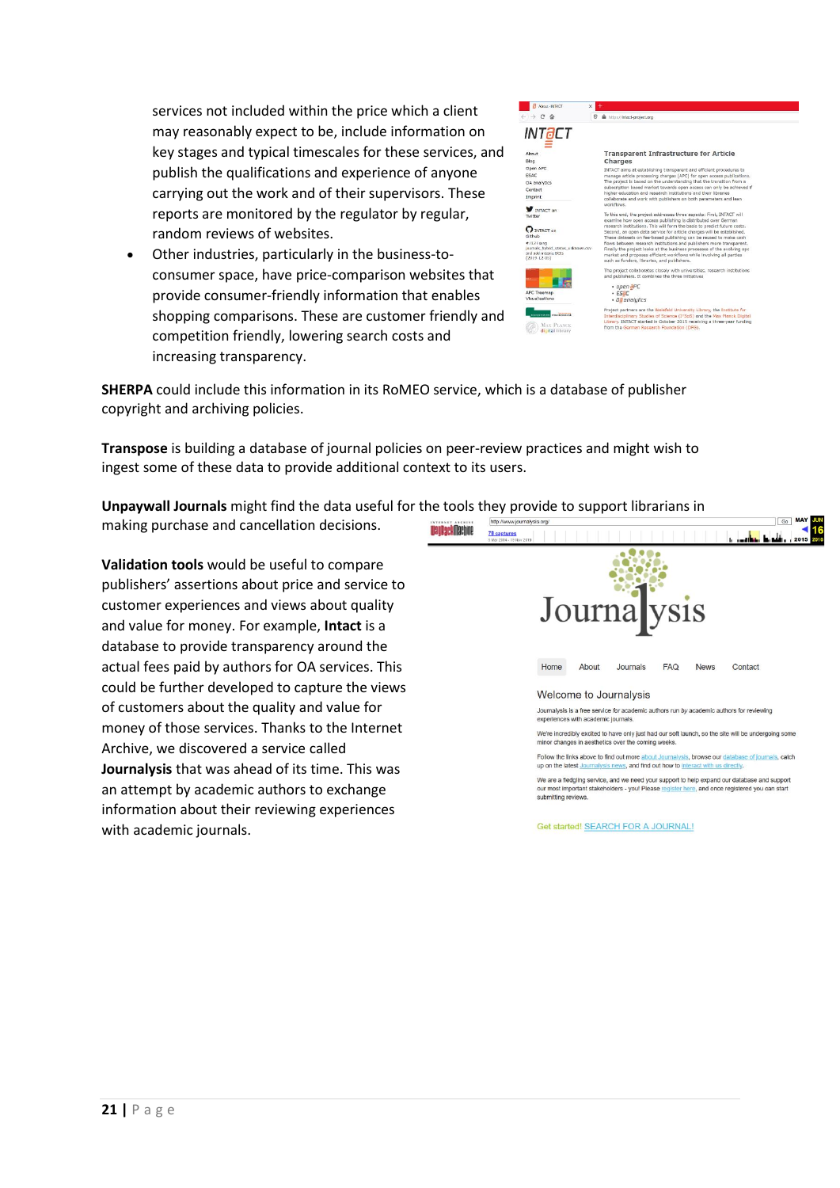services not included within the price which a client may reasonably expect to be, include information on key stages and typical timescales for these services, and publish the qualifications and experience of anyone carrying out the work and of their supervisors. These reports are monitored by the regulator by regular, random reviews of websites.

- Other industries, particularly in the business-to-consumer space, have price-comparison websites that provide consumer-friendly information that enables shopping comparisons. These are customer friendly and competition friendly, lowering search costs and increasing transparency.

**SHERPA** could include this information in its RoMEO service, which is a database of publisher copyright and archiving policies.

**Transpose** is building a database of journal policies on peer-review practices and might wish to ingest some of these data to provide additional context to its users.

**Unpaywall Journals** might find the data useful for the tools they provide to support librarians in making purchase and cancellation decisions.

**Validation tools** would be useful to compare publishers' assertions about price and service to customer experiences and views about quality and value for money. For example, **Intact** is a database to provide transparency around the actual fees paid by authors for OA services. This could be further developed to capture the views of customers about the quality and value for money of those services. Thanks to the Internet Archive, we discovered a service called **Journalysis** that was ahead of its time. This was an attempt by academic authors to exchange information about their reviewing experiences with academic journals.